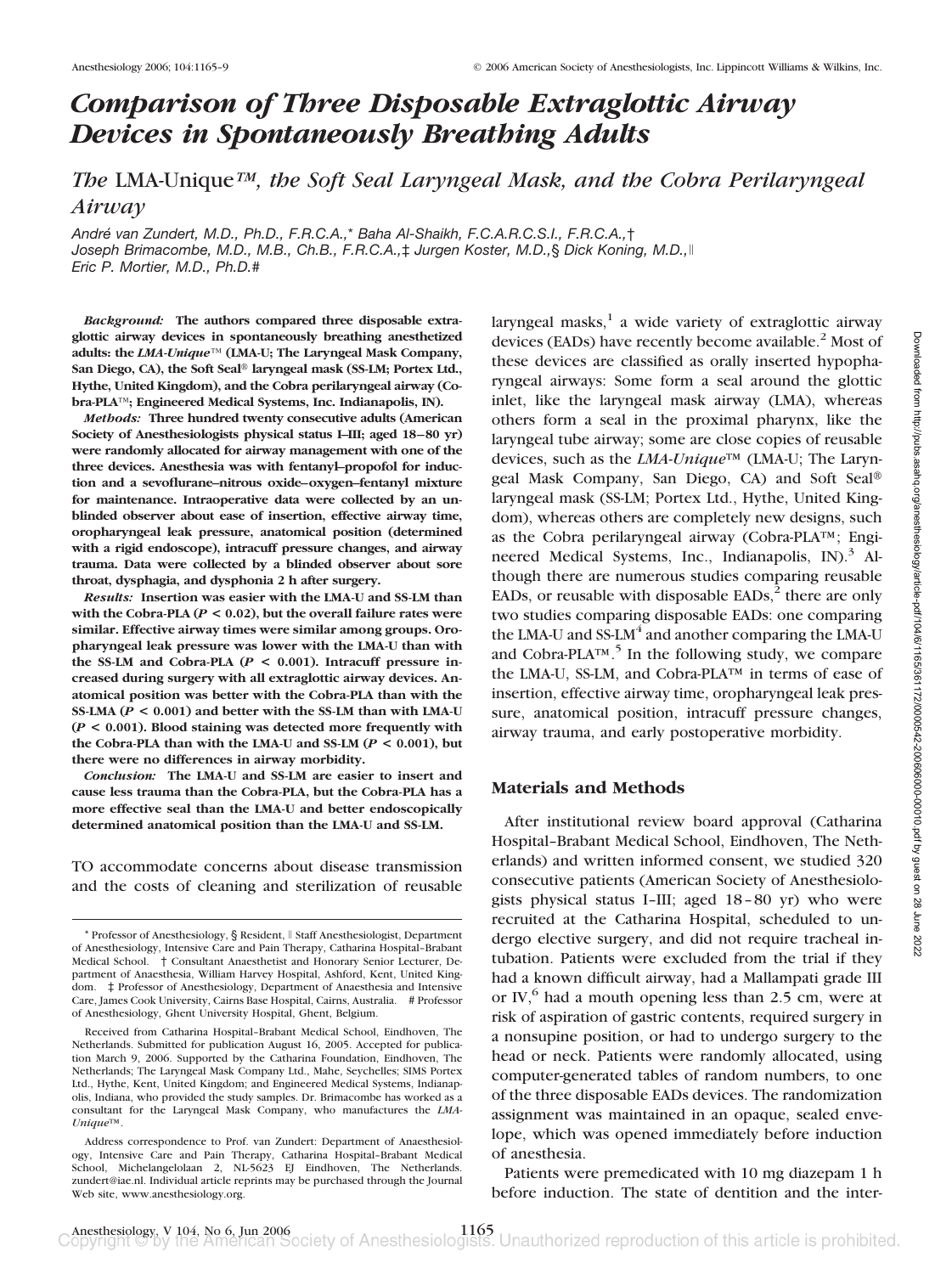# Comparison of Three Disposable Extraglottic Airway Devices in Spontaneously Breathing Adults

## The LMA-Unique™, the Soft Seal Laryngeal Mask, and the Cobra Perilaryngeal Airway

*André van Zundert, M.D., Ph.D., F.R.C.A.,\* Baha Al-Shaikh, F.C.A.R.C.S.I., F.R.C.A.,† Joseph Brimacombe, M.D., M.B., Ch.B., F.R.C.A.,‡ Jurgen Koster, M.D.,§ Dick Koning, M.D.,‖ Eric P. Mortier, M.D., Ph.D.#*

***Background:*** **The authors compared three disposable extraglottic airway devices in spontaneously breathing anesthetized adults: the *LMA-Unique*™ (LMA-U; The Laryngeal Mask Company, San Diego, CA), the Soft Seal® laryngeal mask (SS-LM; Portex Ltd., Hythe, United Kingdom), and the Cobra perilaryngeal airway (Cobra-PLA™; Engineered Medical Systems, Inc. Indianapolis, IN).**

***Methods:*** **Three hundred twenty consecutive adults (American Society of Anesthesiologists physical status I–III; aged 18–80 yr) were randomly allocated for airway management with one of the three devices. Anesthesia was with fentanyl–propofol for induction and a sevoflurane–nitrous oxide–oxygen–fentanyl mixture for maintenance. Intraoperative data were collected by an unblinded observer about ease of insertion, effective airway time, oropharyngeal leak pressure, anatomical position (determined with a rigid endoscope), intracuff pressure changes, and airway trauma. Data were collected by a blinded observer about sore throat, dysphagia, and dysphonia 2 h after surgery.**

***Results:*** **Insertion was easier with the LMA-U and SS-LM than with the Cobra-PLA ($P < 0.02$), but the overall failure rates were similar. Effective airway times were similar among groups. Oropharyngeal leak pressure was lower with the LMA-U than with the SS-LM and Cobra-PLA ($P < 0.001$). Intracuff pressure increased during surgery with all extraglottic airway devices. Anatomical position was better with the Cobra-PLA than with the SS-LMA ($P < 0.001$) and better with the SS-LM than with LMA-U ($P < 0.001$). Blood staining was detected more frequently with the Cobra-PLA than with the LMA-U and SS-LM ($P < 0.001$), but there were no differences in airway morbidity.**

***Conclusion:*** **The LMA-U and SS-LM are easier to insert and cause less trauma than the Cobra-PLA, but the Cobra-PLA has a more effective seal than the LMA-U and better endoscopically determined anatomical position than the LMA-U and SS-LM.**

TO accommodate concerns about disease transmission and the costs of cleaning and sterilization of reusable laryngeal masks,[1] a wide variety of extraglottic airway devices (EADs) have recently become available.[2] Most of these devices are classified as orally inserted hypopharyngeal airways: Some form a seal around the glottic inlet, like the laryngeal mask airway (LMA), whereas others form a seal in the proximal pharynx, like the laryngeal tube airway; some are close copies of reusable devices, such as the *LMA-Unique*™ (LMA-U; The Laryngeal Mask Company, San Diego, CA) and Soft Seal® laryngeal mask (SS-LM; Portex Ltd., Hythe, United Kingdom), whereas others are completely new designs, such as the Cobra perilaryngeal airway (Cobra-PLA™; Engineered Medical Systems, Inc., Indianapolis, IN).[3] Although there are numerous studies comparing reusable EADs, or reusable with disposable EADs,[2] there are only two studies comparing disposable EADs: one comparing the LMA-U and SS-LM[4] and another comparing the LMA-U and Cobra-PLA™.[5] In the following study, we compare the LMA-U, SS-LM, and Cobra-PLA™ in terms of ease of insertion, effective airway time, oropharyngeal leak pressure, anatomical position, intracuff pressure changes, airway trauma, and early postoperative morbidity.

## Materials and Methods

After institutional review board approval (Catharina Hospital–Brabant Medical School, Eindhoven, The Netherlands) and written informed consent, we studied 320 consecutive patients (American Society of Anesthesiologists physical status I–III; aged 18–80 yr) who were recruited at the Catharina Hospital, scheduled to undergo elective surgery, and did not require tracheal intubation. Patients were excluded from the trial if they had a known difficult airway, had a Mallampati grade III or IV,[6] had a mouth opening less than 2.5 cm, were at risk of aspiration of gastric contents, required surgery in a nonsupine position, or had to undergo surgery to the head or neck. Patients were randomly allocated, using computer-generated tables of random numbers, to one of the three disposable EADs devices. The randomization assignment was maintained in an opaque, sealed envelope, which was opened immediately before induction of anesthesia.

Patients were premedicated with 10 mg diazepam 1 h before induction. The state of dentition and the inter-

---

\* Professor of Anesthesiology, § Resident, ‖ Staff Anesthesiologist, Department of Anesthesiology, Intensive Care and Pain Therapy, Catharina Hospital–Brabant Medical School. † Consultant Anaesthetist and Honorary Senior Lecturer, Department of Anaesthesia, William Harvey Hospital, Ashford, Kent, United Kingdom. ‡ Professor of Anesthesiology, Department of Anaesthesia and Intensive Care, James Cook University, Cairns Base Hospital, Cairns, Australia. # Professor of Anesthesiology, Ghent University Hospital, Ghent, Belgium.

Received from Catharina Hospital–Brabant Medical School, Eindhoven, The Netherlands. Submitted for publication August 16, 2005. Accepted for publication March 9, 2006. Supported by the Catharina Foundation, Eindhoven, The Netherlands; The Laryngeal Mask Company Ltd., Mahe, Seychelles; SIMS Portex Ltd., Hythe, Kent, United Kingdom; and Engineered Medical Systems, Indianapolis, Indiana, who provided the study samples. Dr. Brimacombe has worked as a consultant for the Laryngeal Mask Company, who manufactures the *LMA-Unique*™.

Address correspondence to Prof. van Zundert: Department of Anaesthesiology, Intensive Care and Pain Therapy, Catharina Hospital–Brabant Medical School, Michelangelolaan 2, NL-5623 EJ Eindhoven, The Netherlands. zundert@iae.nl. Individual article reprints may be purchased through the Journal Web site, www.anesthesiology.org.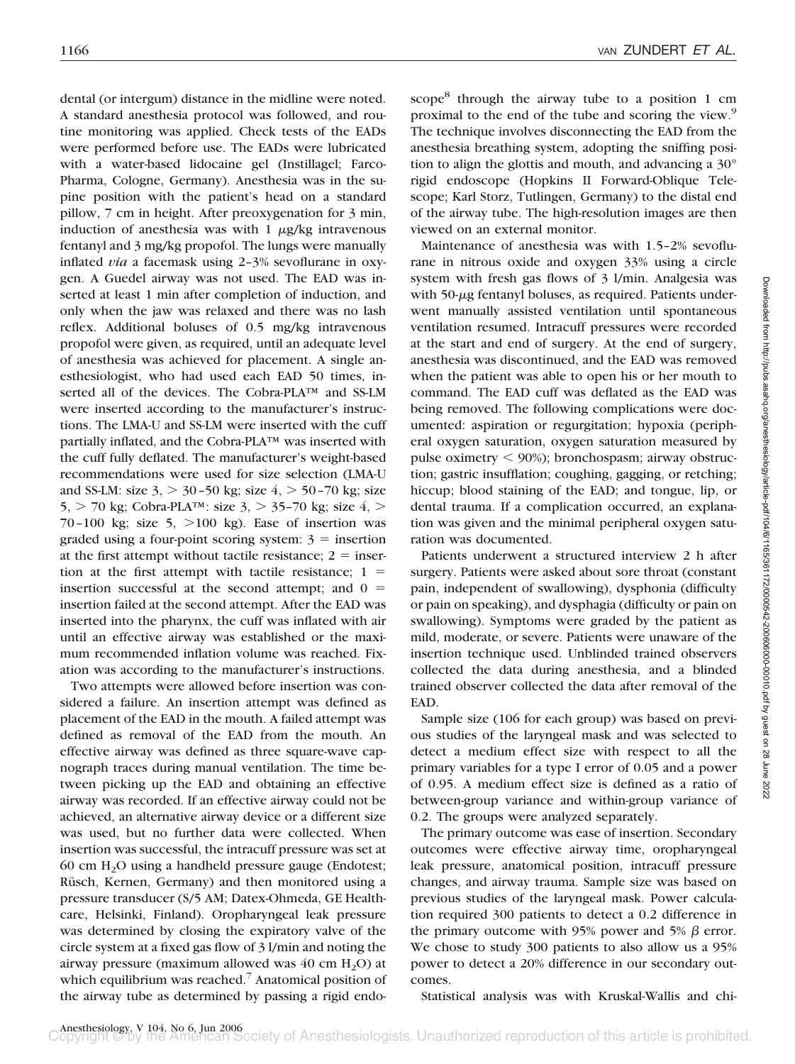dental (or intergum) distance in the midline were noted. A standard anesthesia protocol was followed, and routine monitoring was applied. Check tests of the EADs were performed before use. The EADs were lubricated with a water-based lidocaine gel (Instillagel; Farco-Pharma, Cologne, Germany). Anesthesia was in the supine position with the patient's head on a standard pillow, 7 cm in height. After preoxygenation for 3 min, induction of anesthesia was with 1 $\mu$g/kg intravenous fentanyl and 3 mg/kg propofol. The lungs were manually inflated *via* a facemask using 2–3% sevoflurane in oxygen. A Guedel airway was not used. The EAD was inserted at least 1 min after completion of induction, and only when the jaw was relaxed and there was no lash reflex. Additional boluses of 0.5 mg/kg intravenous propofol were given, as required, until an adequate level of anesthesia was achieved for placement. A single anesthesiologist, who had used each EAD 50 times, inserted all of the devices. The Cobra-PLA™ and SS-LM were inserted according to the manufacturer's instructions. The LMA-U and SS-LM were inserted with the cuff partially inflated, and the Cobra-PLA™ was inserted with the cuff fully deflated. The manufacturer's weight-based recommendations were used for size selection (LMA-U and SS-LM: size 3, > 30–50 kg; size 4, > 50–70 kg; size 5, > 70 kg; Cobra-PLA™: size 3, > 35–70 kg; size 4, > 70–100 kg; size 5, >100 kg). Ease of insertion was graded using a four-point scoring system: 3 = insertion at the first attempt without tactile resistance; 2 = insertion at the first attempt with tactile resistance; 1 = insertion successful at the second attempt; and 0 = insertion failed at the second attempt. After the EAD was inserted into the pharynx, the cuff was inflated with air until an effective airway was established or the maximum recommended inflation volume was reached. Fixation was according to the manufacturer's instructions.

Two attempts were allowed before insertion was considered a failure. An insertion attempt was defined as placement of the EAD in the mouth. A failed attempt was defined as removal of the EAD from the mouth. An effective airway was defined as three square-wave capnograph traces during manual ventilation. The time between picking up the EAD and obtaining an effective airway was recorded. If an effective airway could not be achieved, an alternative airway device or a different size was used, but no further data were collected. When insertion was successful, the intracuff pressure was set at 60 cm $H_2O$ using a handheld pressure gauge (Endotest; Rüsch, Kernen, Germany) and then monitored using a pressure transducer (S/5 AM; Datex-Ohmeda, GE Healthcare, Helsinki, Finland). Oropharyngeal leak pressure was determined by closing the expiratory valve of the circle system at a fixed gas flow of 3 l/min and noting the airway pressure (maximum allowed was 40 cm $H_2O$) at which equilibrium was reached.[7] Anatomical position of the airway tube as determined by passing a rigid endoscope[8] through the airway tube to a position 1 cm proximal to the end of the tube and scoring the view.[9] The technique involves disconnecting the EAD from the anesthesia breathing system, adopting the sniffing position to align the glottis and mouth, and advancing a 30° rigid endoscope (Hopkins II Forward-Oblique Telescope; Karl Storz, Tutlingen, Germany) to the distal end of the airway tube. The high-resolution images are then viewed on an external monitor.

Maintenance of anesthesia was with 1.5–2% sevoflurane in nitrous oxide and oxygen 33% using a circle system with fresh gas flows of 3 l/min. Analgesia was with 50-$\mu$g fentanyl boluses, as required. Patients underwent manually assisted ventilation until spontaneous ventilation resumed. Intracuff pressures were recorded at the start and end of surgery. At the end of surgery, anesthesia was discontinued, and the EAD was removed when the patient was able to open his or her mouth to command. The EAD cuff was deflated as the EAD was being removed. The following complications were documented: aspiration or regurgitation; hypoxia (peripheral oxygen saturation, oxygen saturation measured by pulse oximetry < 90%); bronchospasm; airway obstruction; gastric insufflation; coughing, gagging, or retching; hiccup; blood staining of the EAD; and tongue, lip, or dental trauma. If a complication occurred, an explanation was given and the minimal peripheral oxygen saturation was documented.

Patients underwent a structured interview 2 h after surgery. Patients were asked about sore throat (constant pain, independent of swallowing), dysphonia (difficulty or pain on speaking), and dysphagia (difficulty or pain on swallowing). Symptoms were graded by the patient as mild, moderate, or severe. Patients were unaware of the insertion technique used. Unblinded trained observers collected the data during anesthesia, and a blinded trained observer collected the data after removal of the EAD.

Sample size (106 for each group) was based on previous studies of the laryngeal mask and was selected to detect a medium effect size with respect to all the primary variables for a type I error of 0.05 and a power of 0.95. A medium effect size is defined as a ratio of between-group variance and within-group variance of 0.2. The groups were analyzed separately.

The primary outcome was ease of insertion. Secondary outcomes were effective airway time, oropharyngeal leak pressure, anatomical position, intracuff pressure changes, and airway trauma. Sample size was based on previous studies of the laryngeal mask. Power calculation required 300 patients to detect a 0.2 difference in the primary outcome with 95% power and 5% $\beta$ error. We chose to study 300 patients to also allow us a 95% power to detect a 20% difference in our secondary outcomes.

Statistical analysis was with Kruskal-Wallis and chi-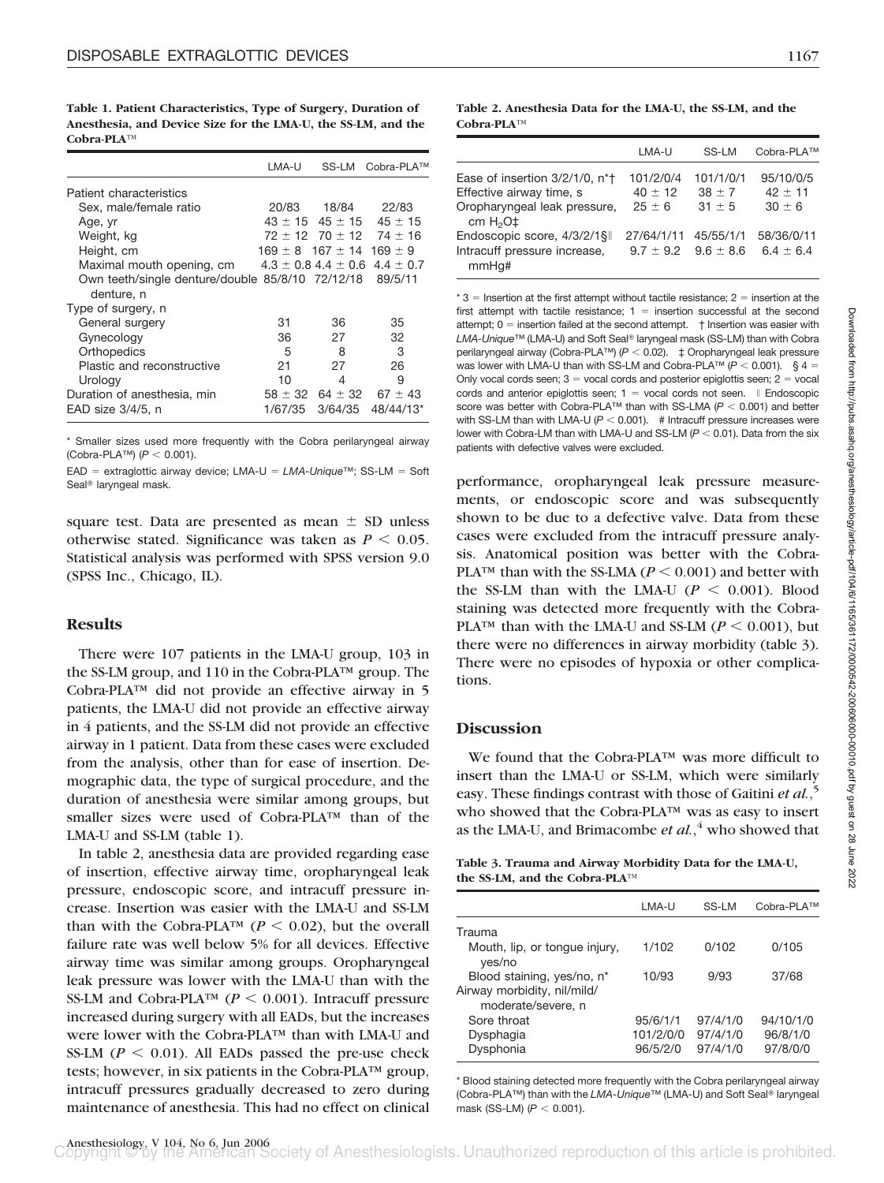**Table 1. Patient Characteristics, Type of Surgery, Duration of Anesthesia, and Device Size for the LMA-U, the SS-LM, and the Cobra-PLA™**

| | LMA-U | SS-LM | Cobra-PLA™ |
|---|---|---|---|
| Patient characteristics | | | |
| Sex, male/female ratio | 20/83 | 18/84 | 22/83 |
| Age, yr | 43 ± 15 | 45 ± 15 | 45 ± 15 |
| Weight, kg | 72 ± 12 | 70 ± 12 | 74 ± 16 |
| Height, cm | 169 ± 8 | 167 ± 14 | 169 ± 9 |
| Maximal mouth opening, cm | 4.3 ± 0.8 | 4.4 ± 0.6 | 4.4 ± 0.7 |
| Own teeth/single denture/double denture, n | 85/8/10 | 72/12/18 | 89/5/11 |
| Type of surgery, n | | | |
| General surgery | 31 | 36 | 35 |
| Gynecology | 36 | 27 | 32 |
| Orthopedics | 5 | 8 | 3 |
| Plastic and reconstructive | 21 | 27 | 26 |
| Urology | 10 | 4 | 9 |
| Duration of anesthesia, min | 58 ± 32 | 64 ± 32 | 67 ± 43 |
| EAD size 3/4/5, n | 1/67/35 | 3/64/35 | 48/44/13* |

* Smaller sizes used more frequently with the Cobra perilaryngeal airway (Cobra-PLA™) ($P < 0.001$).

EAD = extraglottic airway device; LMA-U = *LMA-Unique*™; SS-LM = Soft Seal® laryngeal mask.

square test. Data are presented as mean ± SD unless otherwise stated. Significance was taken as $P < 0.05$. Statistical analysis was performed with SPSS version 9.0 (SPSS Inc., Chicago, IL).

## Results

There were 107 patients in the LMA-U group, 103 in the SS-LM group, and 110 in the Cobra-PLA™ group. The Cobra-PLA™ did not provide an effective airway in 5 patients, the LMA-U did not provide an effective airway in 4 patients, and the SS-LM did not provide an effective airway in 1 patient. Data from these cases were excluded from the analysis, other than for ease of insertion. Demographic data, the type of surgical procedure, and the duration of anesthesia were similar among groups, but smaller sizes were used of Cobra-PLA™ than of the LMA-U and SS-LM (table 1).

In table 2, anesthesia data are provided regarding ease of insertion, effective airway time, oropharyngeal leak pressure, endoscopic score, and intracuff pressure increase. Insertion was easier with the LMA-U and SS-LM than with the Cobra-PLA™ ($P < 0.02$), but the overall failure rate was well below 5% for all devices. Effective airway time was similar among groups. Oropharyngeal leak pressure was lower with the LMA-U than with the SS-LM and Cobra-PLA™ ($P < 0.001$). Intracuff pressure increased during surgery with all EADs, but the increases were lower with the Cobra-PLA™ than with LMA-U and SS-LM ($P < 0.01$). All EADs passed the pre-use check tests; however, in six patients in the Cobra-PLA™ group, intracuff pressures gradually decreased to zero during maintenance of anesthesia. This had no effect on clinical

**Table 2. Anesthesia Data for the LMA-U, the SS-LM, and the Cobra-PLA™**

| | LMA-U | SS-LM | Cobra-PLA™ |
|---|---|---|---|
| Ease of insertion 3/2/1/0, n*† | 101/2/0/4 | 101/1/0/1 | 95/10/0/5 |
| Effective airway time, s | 40 ± 12 | 38 ± 7 | 42 ± 11 |
| Oropharyngeal leak pressure, cm $H_2O$‡ | 25 ± 6 | 31 ± 5 | 30 ± 6 |
| Endoscopic score, 4/3/2/1§‖ | 27/64/1/11 | 45/55/1/1 | 58/36/0/11 |
| Intracuff pressure increase, mmHg# | 9.7 ± 9.2 | 9.6 ± 8.6 | 6.4 ± 6.4 |

* 3 = Insertion at the first attempt without tactile resistance; 2 = insertion at the first attempt with tactile resistance; 1 = insertion successful at the second attempt; 0 = insertion failed at the second attempt. † Insertion was easier with *LMA-Unique*™ (LMA-U) and Soft Seal® laryngeal mask (SS-LM) than with Cobra perilaryngeal airway (Cobra-PLA™) ($P < 0.02$). ‡ Oropharyngeal leak pressure was lower with LMA-U than with SS-LM and Cobra-PLA™ ($P < 0.001$). § 4 = Only vocal cords seen; 3 = vocal cords and posterior epiglottis seen; 2 = vocal cords and anterior epiglottis seen; 1 = vocal cords not seen. ‖ Endoscopic score was better with Cobra-PLA™ than with SS-LMA ($P < 0.001$) and better with SS-LM than with LMA-U ($P < 0.001$). # Intracuff pressure increases were lower with Cobra-LM than with LMA-U and SS-LM ($P < 0.01$). Data from the six patients with defective valves were excluded.

performance, oropharyngeal leak pressure measurements, or endoscopic score and was subsequently shown to be due to a defective valve. Data from these cases were excluded from the intracuff pressure analysis. Anatomical position was better with the Cobra-PLA™ than with the SS-LMA ($P < 0.001$) and better with the SS-LM than with the LMA-U ($P < 0.001$). Blood staining was detected more frequently with the Cobra-PLA™ than with the LMA-U and SS-LM ($P < 0.001$), but there were no differences in airway morbidity (table 3). There were no episodes of hypoxia or other complications.

## Discussion

We found that the Cobra-PLA™ was more difficult to insert than the LMA-U or SS-LM, which were similarly easy. These findings contrast with those of Gaitini *et al.*,[5] who showed that the Cobra-PLA™ was as easy to insert as the LMA-U, and Brimacombe *et al.*,[4] who showed that

**Table 3. Trauma and Airway Morbidity Data for the LMA-U, the SS-LM, and the Cobra-PLA™**

| | LMA-U | SS-LM | Cobra-PLA™ |
|---|---|---|---|
| Trauma | | | |
| Mouth, lip, or tongue injury, yes/no | 1/102 | 0/102 | 0/105 |
| Blood staining, yes/no, n* | 10/93 | 9/93 | 37/68 |
| Airway morbidity, nil/mild/moderate/severe, n | | | |
| Sore throat | 95/6/1/1 | 97/4/1/0 | 94/10/1/0 |
| Dysphagia | 101/2/0/0 | 97/4/1/0 | 96/8/1/0 |
| Dysphonia | 96/5/2/0 | 97/4/1/0 | 97/8/0/0 |

* Blood staining detected more frequently with the Cobra perilaryngeal airway (Cobra-PLA™) than with the *LMA-Unique*™ (LMA-U) and Soft Seal® laryngeal mask (SS-LM) ($P < 0.001$).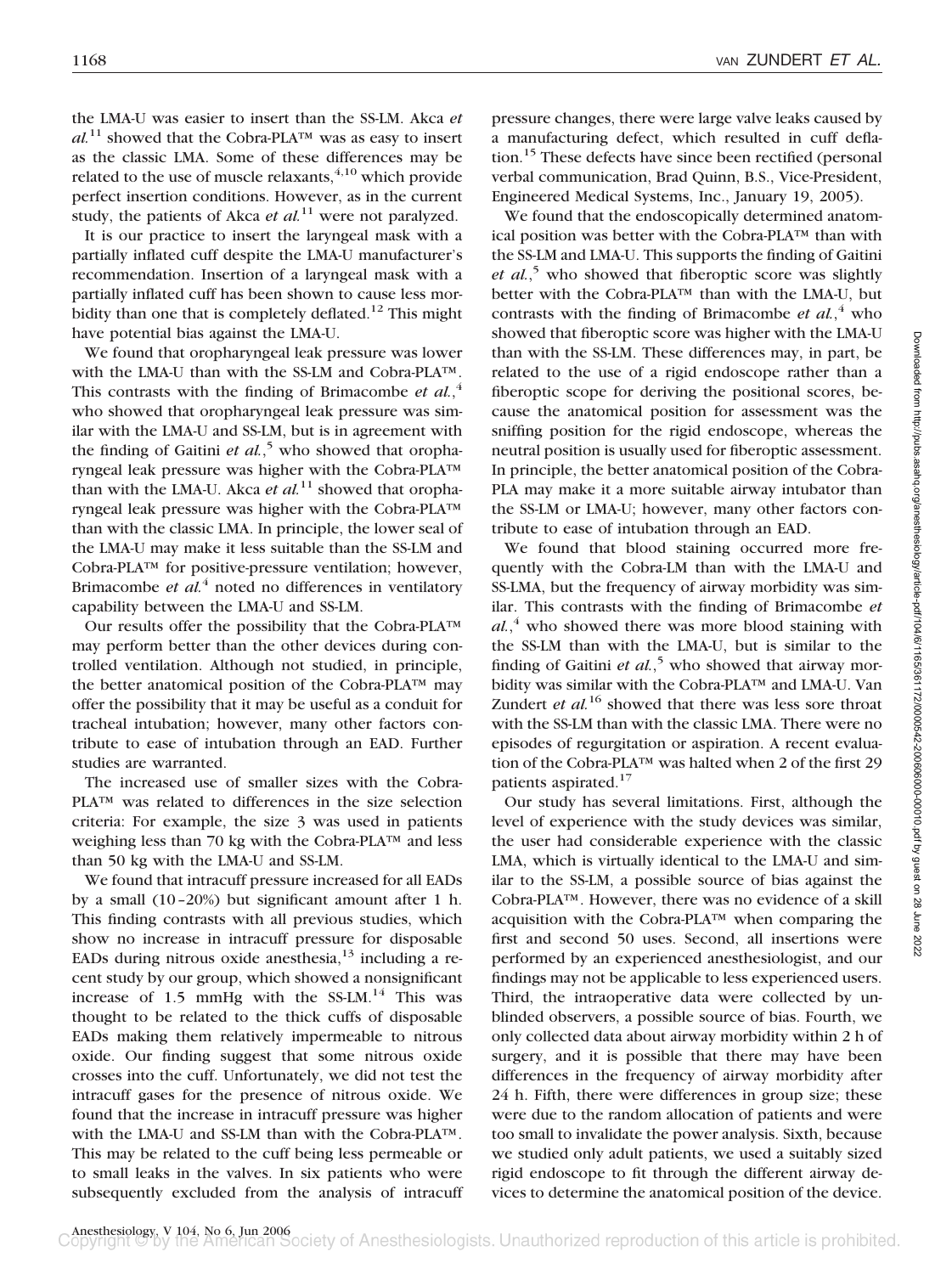the LMA-U was easier to insert than the SS-LM. Akca *et al.*[11] showed that the Cobra-PLA™ was as easy to insert as the classic LMA. Some of these differences may be related to the use of muscle relaxants,[4,10] which provide perfect insertion conditions. However, as in the current study, the patients of Akca *et al.*[11] were not paralyzed.

It is our practice to insert the laryngeal mask with a partially inflated cuff despite the LMA-U manufacturer's recommendation. Insertion of a laryngeal mask with a partially inflated cuff has been shown to cause less morbidity than one that is completely deflated.[12] This might have potential bias against the LMA-U.

We found that oropharyngeal leak pressure was lower with the LMA-U than with the SS-LM and Cobra-PLA™. This contrasts with the finding of Brimacombe *et al.*,[4] who showed that oropharyngeal leak pressure was similar with the LMA-U and SS-LM, but is in agreement with the finding of Gaitini *et al.*,[5] who showed that oropharyngeal leak pressure was higher with the Cobra-PLA™ than with the LMA-U. Akca *et al.*[11] showed that oropharyngeal leak pressure was higher with the Cobra-PLA™ than with the classic LMA. In principle, the lower seal of the LMA-U may make it less suitable than the SS-LM and Cobra-PLA™ for positive-pressure ventilation; however, Brimacombe *et al.*[4] noted no differences in ventilatory capability between the LMA-U and SS-LM.

Our results offer the possibility that the Cobra-PLA™ may perform better than the other devices during controlled ventilation. Although not studied, in principle, the better anatomical position of the Cobra-PLA™ may offer the possibility that it may be useful as a conduit for tracheal intubation; however, many other factors contribute to ease of intubation through an EAD. Further studies are warranted.

The increased use of smaller sizes with the Cobra-PLA™ was related to differences in the size selection criteria: For example, the size 3 was used in patients weighing less than 70 kg with the Cobra-PLA™ and less than 50 kg with the LMA-U and SS-LM.

We found that intracuff pressure increased for all EADs by a small (10–20%) but significant amount after 1 h. This finding contrasts with all previous studies, which show no increase in intracuff pressure for disposable EADs during nitrous oxide anesthesia,[13] including a recent study by our group, which showed a nonsignificant increase of 1.5 mmHg with the SS-LM.[14] This was thought to be related to the thick cuffs of disposable EADs making them relatively impermeable to nitrous oxide. Our finding suggest that some nitrous oxide crosses into the cuff. Unfortunately, we did not test the intracuff gases for the presence of nitrous oxide. We found that the increase in intracuff pressure was higher with the LMA-U and SS-LM than with the Cobra-PLA™. This may be related to the cuff being less permeable or to small leaks in the valves. In six patients who were subsequently excluded from the analysis of intracuff pressure changes, there were large valve leaks caused by a manufacturing defect, which resulted in cuff deflation.[15] These defects have since been rectified (personal verbal communication, Brad Quinn, B.S., Vice-President, Engineered Medical Systems, Inc., January 19, 2005).

We found that the endoscopically determined anatomical position was better with the Cobra-PLA™ than with the SS-LM and LMA-U. This supports the finding of Gaitini *et al.*,[5] who showed that fiberoptic score was slightly better with the Cobra-PLA™ than with the LMA-U, but contrasts with the finding of Brimacombe *et al.*,[4] who showed that fiberoptic score was higher with the LMA-U than with the SS-LM. These differences may, in part, be related to the use of a rigid endoscope rather than a fiberoptic scope for deriving the positional scores, because the anatomical position for assessment was the sniffing position for the rigid endoscope, whereas the neutral position is usually used for fiberoptic assessment. In principle, the better anatomical position of the Cobra-PLA may make it a more suitable airway intubator than the SS-LM or LMA-U; however, many other factors contribute to ease of intubation through an EAD.

We found that blood staining occurred more frequently with the Cobra-LM than with the LMA-U and SS-LMA, but the frequency of airway morbidity was similar. This contrasts with the finding of Brimacombe *et al.*,[4] who showed there was more blood staining with the SS-LM than with the LMA-U, but is similar to the finding of Gaitini *et al.*,[5] who showed that airway morbidity was similar with the Cobra-PLA™ and LMA-U. Van Zundert *et al.*[16] showed that there was less sore throat with the SS-LM than with the classic LMA. There were no episodes of regurgitation or aspiration. A recent evaluation of the Cobra-PLA™ was halted when 2 of the first 29 patients aspirated.[17]

Our study has several limitations. First, although the level of experience with the study devices was similar, the user had considerable experience with the classic LMA, which is virtually identical to the LMA-U and similar to the SS-LM, a possible source of bias against the Cobra-PLA™. However, there was no evidence of a skill acquisition with the Cobra-PLA™ when comparing the first and second 50 uses. Second, all insertions were performed by an experienced anesthesiologist, and our findings may not be applicable to less experienced users. Third, the intraoperative data were collected by unblinded observers, a possible source of bias. Fourth, we only collected data about airway morbidity within 2 h of surgery, and it is possible that there may have been differences in the frequency of airway morbidity after 24 h. Fifth, there were differences in group size; these were due to the random allocation of patients and were too small to invalidate the power analysis. Sixth, because we studied only adult patients, we used a suitably sized rigid endoscope to fit through the different airway devices to determine the anatomical position of the device.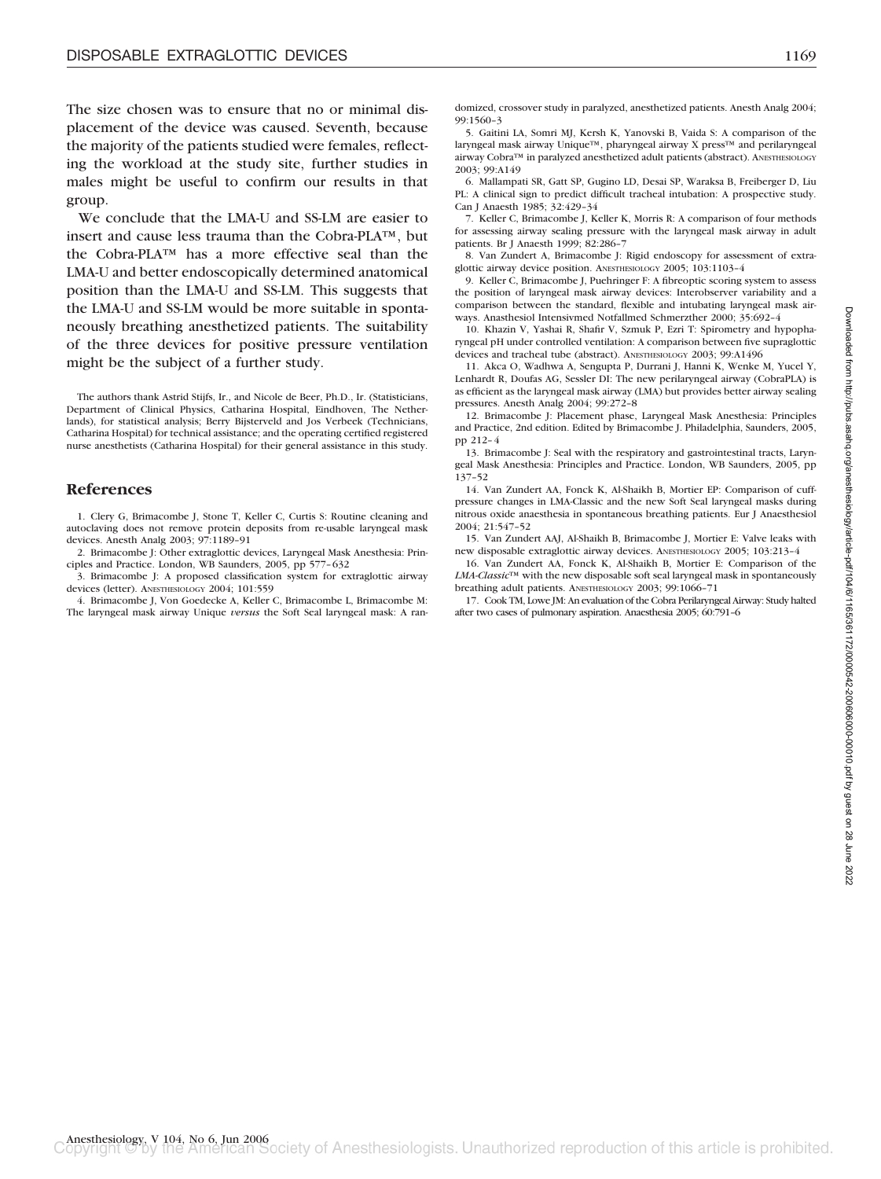The size chosen was to ensure that no or minimal displacement of the device was caused. Seventh, because the majority of the patients studied were females, reflecting the workload at the study site, further studies in males might be useful to confirm our results in that group.

We conclude that the LMA-U and SS-LM are easier to insert and cause less trauma than the Cobra-PLA™, but the Cobra-PLA™ has a more effective seal than the LMA-U and better endoscopically determined anatomical position than the LMA-U and SS-LM. This suggests that the LMA-U and SS-LM would be more suitable in spontaneously breathing anesthetized patients. The suitability of the three devices for positive pressure ventilation might be the subject of a further study.

The authors thank Astrid Stijfs, Ir., and Nicole de Beer, Ph.D., Ir. (Statisticians, Department of Clinical Physics, Catharina Hospital, Eindhoven, The Netherlands), for statistical analysis; Berry Bijsterveld and Jos Verbeek (Technicians, Catharina Hospital) for technical assistance; and the operating certified registered nurse anesthetists (Catharina Hospital) for their general assistance in this study.

## References

1. Clery G, Brimacombe J, Stone T, Keller C, Curtis S: Routine cleaning and autoclaving does not remove protein deposits from re-usable laryngeal mask devices. Anesth Analg 2003; 97:1189–91
2. Brimacombe J: Other extraglottic devices, Laryngeal Mask Anesthesia: Principles and Practice. London, WB Saunders, 2005, pp 577–632
3. Brimacombe J: A proposed classification system for extraglottic airway devices (letter). Anesthesiology 2004; 101:559
4. Brimacombe J, Von Goedecke A, Keller C, Brimacombe L, Brimacombe M: The laryngeal mask airway Unique *versus* the Soft Seal laryngeal mask: A randomized, crossover study in paralyzed, anesthetized patients. Anesth Analg 2004; 99:1560–3
5. Gaitini LA, Somri MJ, Kersh K, Yanovski B, Vaida S: A comparison of the laryngeal mask airway Unique™, pharyngeal airway X press™ and perilaryngeal airway Cobra™ in paralyzed anesthetized adult patients (abstract). Anesthesiology 2003; 99:A149
6. Mallampati SR, Gatt SP, Gugino LD, Desai SP, Waraksa B, Freiberger D, Liu PL: A clinical sign to predict difficult tracheal intubation: A prospective study. Can J Anaesth 1985; 32:429–34
7. Keller C, Brimacombe J, Keller K, Morris R: A comparison of four methods for assessing airway sealing pressure with the laryngeal mask airway in adult patients. Br J Anaesth 1999; 82:286–7
8. Van Zundert A, Brimacombe J: Rigid endoscopy for assessment of extraglottic airway device position. Anesthesiology 2005; 103:1103–4
9. Keller C, Brimacombe J, Puehringer F: A fibreoptic scoring system to assess the position of laryngeal mask airway devices: Interobserver variability and a comparison between the standard, flexible and intubating laryngeal mask airways. Anasthesiol Intensivmed Notfallmed Schmerzther 2000; 35:692–4
10. Khazin V, Yashai R, Shafir V, Szmuk P, Ezri T: Spirometry and hypopharyngeal pH under controlled ventilation: A comparison between five supraglottic devices and tracheal tube (abstract). Anesthesiology 2003; 99:A1496
11. Akca O, Wadhwa A, Sengupta P, Durrani J, Hanni K, Wenke M, Yucel Y, Lenhardt R, Doufas AG, Sessler DI: The new perilaryngeal airway (CobraPLA) is as efficient as the laryngeal mask airway (LMA) but provides better airway sealing pressures. Anesth Analg 2004; 99:272–8
12. Brimacombe J: Placement phase, Laryngeal Mask Anesthesia: Principles and Practice, 2nd edition. Edited by Brimacombe J. Philadelphia, Saunders, 2005, pp 212–4
13. Brimacombe J: Seal with the respiratory and gastrointestinal tracts, Laryngeal Mask Anesthesia: Principles and Practice. London, WB Saunders, 2005, pp 137–52
14. Van Zundert AA, Fonck K, Al-Shaikh B, Mortier EP: Comparison of cuff-pressure changes in LMA-Classic and the new Soft Seal laryngeal masks during nitrous oxide anaesthesia in spontaneous breathing patients. Eur J Anaesthesiol 2004; 21:547–52
15. Van Zundert AAJ, Al-Shaikh B, Brimacombe J, Mortier E: Valve leaks with new disposable extraglottic airway devices. Anesthesiology 2005; 103:213–4
16. Van Zundert AA, Fonck K, Al-Shaikh B, Mortier E: Comparison of the *LMA-Classic*™ with the new disposable soft seal laryngeal mask in spontaneously breathing adult patients. Anesthesiology 2003; 99:1066–71
17. Cook TM, Lowe JM: An evaluation of the Cobra Perilaryngeal Airway: Study halted after two cases of pulmonary aspiration. Anaesthesia 2005; 60:791–6